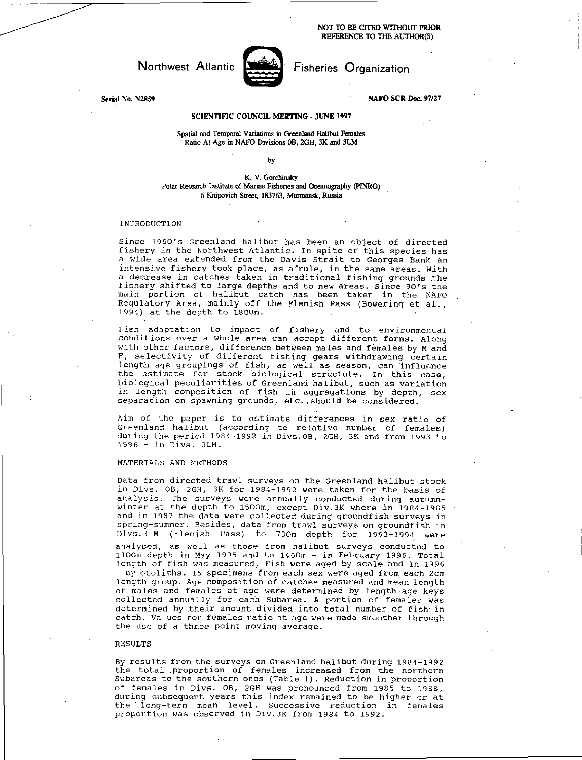NOT TO BE CITED WITHOUT PRIOR REFERENCE TO THE AUTHOR(S)

Northwest Atlantic Fisheries Organization

Serial No. N2859

NAFO SCR Doc. 97/27

SCIENTIFIC COUNCIL MEETING - JUNE 1997

Spatial and Temporal Variations in Greenland Halibut Females Ratio At Age in NAFO Divisions 0B, 2GH, 3K and 3LM

by

K. V. Gorchinsky
Polar Research Institute of Marine Fisheries and Oceanography (PINRO)
6 Knipovich Street, 183763, Murmansk, Russia

## INTRODUCTION

Since 1960's Greenland halibut has been an object of directed fishery in the Northwest Atlantic. In spite of this species has a wide area extended from the Davis Strait to Georges Bank an intensive fishery took place, as a rule, in the same areas. With a decrease in catches taken in traditional fishing grounds the fishery shifted to large depths and to new areas. Since 90's the main portion of halibut catch has been taken in the NAFO Regulatory Area, mainly off the Flemish Pass (Bowering et al., 1994) at the depth to 1800m.

Fish adaptation to impact of fishery and to environmental conditions over a whole area can accept different forms. Along with other factors, difference between males and females by M and F, selectivity of different fishing gears withdrawing certain length-age groupings of fish, as well as season, can influence the estimate for stock biological structute. In this case, biological peculiarities of Greenland halibut, such as variation in length composition of fish in aggregations by depth, sex separation on spawning grounds, etc.,should be considered.

Aim of the paper is to estimate differences in sex ratio of Greenland halibut (according to relative number of females) during the period 1984-1992 in Divs.0B, 2GH, 3K and from 1993 to 1996 - in Divs. 3LM.

## MATERIALS AND METHODS

Data from directed trawl surveys on the Greenland halibut stock in Divs. 0B, 2GH, 3K for 1984-1992 were taken for the basis of analysis. The surveys were annually conducted during autumn-winter at the depth to 1500m, except Div.3K where in 1984-1985 and in 1987 the data were collected during groundfish surveys in spring-summer. Besides, data from trawl surveys on groundfish in Divs.3LM (Flemish Pass) to 730m depth for 1993-1994 were analysed, as well as those from halibut surveys conducted to 1100m depth in May 1995 and to 1460m - in February 1996. Total length of fish was measured. Fish were aged by scale and in 1996 - by otoliths. 15 specimens from each sex were aged from each 2cm length group. Age composition of catches measured and mean length of males and females at age were determined by length-age keys collected annually for each Subarea. A portion of females was determined by their amount divided into total number of fish in catch. Values for females ratio at age were made smoother through the use of a three point moving average.

## RESULTS

By results from the surveys on Greenland halibut during 1984-1992 the total proportion of females increased from the northern Subareas to the southern ones (Table 1). Reduction in proportion of females in Divs. 0B, 2GH was pronounced from 1985 to 1988, during subsequent years this index remained to be higher or at the long-term mean level. Successive reduction in females proportion was observed in Div.3K from 1984 to 1992.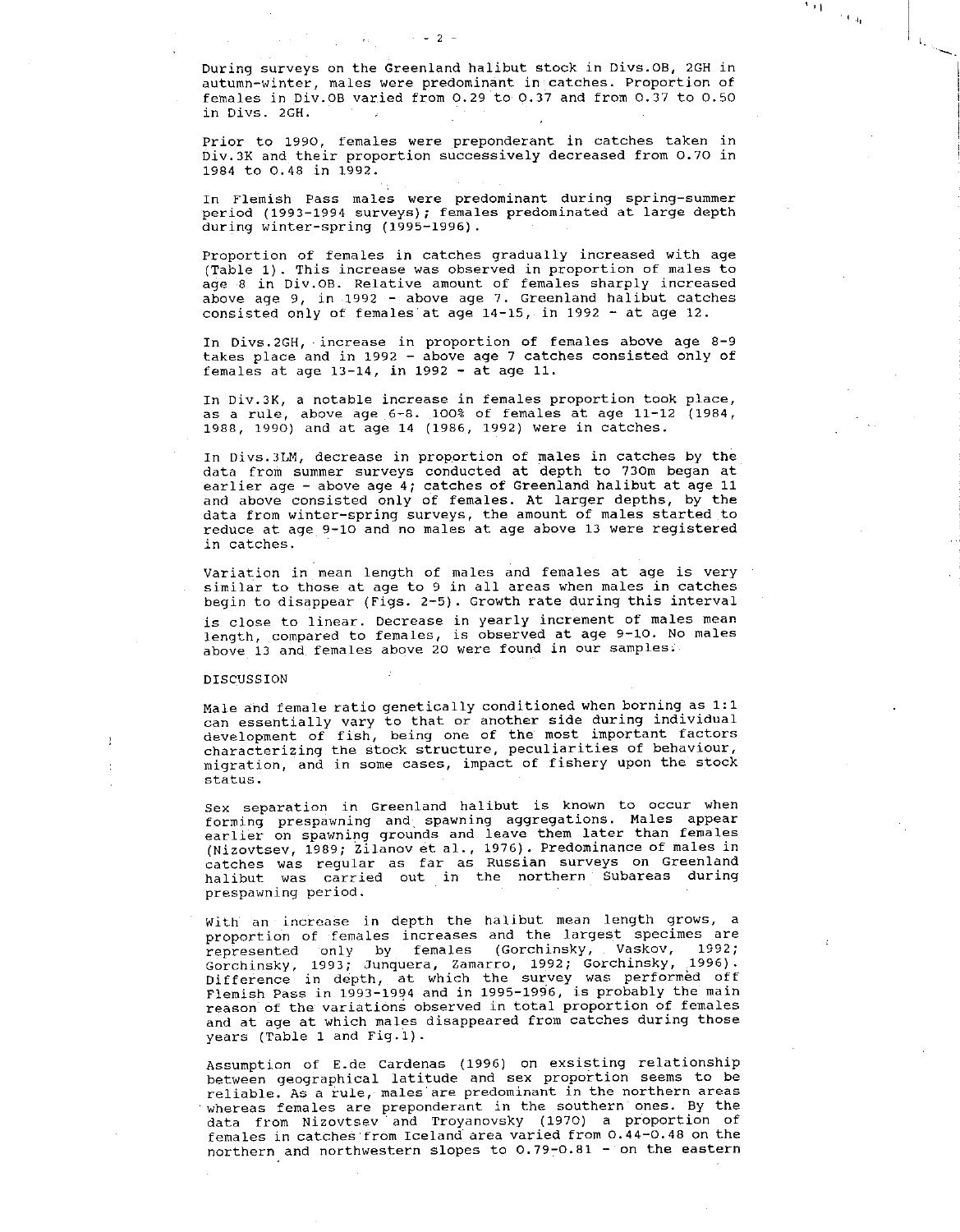During surveys on the Greenland halibut stock in Divs.0B, 2GH in autumn-winter, males were predominant in catches. Proportion of females in Div.0B varied from 0.29 to 0.37 and from 0.37 to 0.50 in Divs. 2GH.

Prior to 1990, females were preponderant in catches taken in Div.3K and their proportion successively decreased from 0.70 in 1984 to 0.48 in 1992.

In Flemish Pass males were predominant during spring-summer period (1993-1994 surveys); females predominated at large depth during winter-spring (1995-1996).

Proportion of females in catches gradually increased with age (Table 1). This increase was observed in proportion of males to age 8 in Div.0B. Relative amount of females sharply increased above age 9, in 1992 - above age 7. Greenland halibut catches consisted only of females at age 14-15, in 1992 - at age 12.

In Divs.2GH, increase in proportion of females above age 8-9 takes place and in 1992 - above age 7 catches consisted only of females at age 13-14, in 1992 - at age 11.

In Div.3K, a notable increase in females proportion took place, as a rule, above age 6-8. 100% of females at age 11-12 (1984, 1988, 1990) and at age 14 (1986, 1992) were in catches.

In Divs.3LM, decrease in proportion of males in catches by the data from summer surveys conducted at depth to 730m began at earlier age - above age 4; catches of Greenland halibut at age 11 and above consisted only of females. At larger depths, by the data from winter-spring surveys, the amount of males started to reduce at age 9-10 and no males at age above 13 were registered in catches.

Variation in mean length of males and females at age is very similar to those at age to 9 in all areas when males in catches begin to disappear (Figs. 2-5). Growth rate during this interval is close to linear. Decrease in yearly increment of males mean length, compared to females, is observed at age 9-10. No males above 13 and females above 20 were found in our samples.

## DISCUSSION

Male and female ratio genetically conditioned when borning as 1:1 can essentially vary to that or another side during individual development of fish, being one of the most important factors characterizing the stock structure, peculiarities of behaviour, migration, and in some cases, impact of fishery upon the stock status.

Sex separation in Greenland halibut is known to occur when forming prespawning and spawning aggregations. Males appear earlier on spawning grounds and leave them later than females (Nizovtsev, 1989; Zilanov et al., 1976). Predominance of males in catches was regular as far as Russian surveys on Greenland halibut was carried out in the northern Subareas during prespawning period.

With an increase in depth the halibut mean length grows, a proportion of females increases and the largest specimes are represented only by females (Gorchinsky, Vaskov, 1992; Gorchinsky, 1993; Junquera, Zamarro, 1992; Gorchinsky, 1996). Difference in depth, at which the survey was performed off Flemish Pass in 1993-1994 and in 1995-1996, is probably the main reason of the variations observed in total proportion of females and at age at which males disappeared from catches during those years (Table 1 and Fig.1).

Assumption of E.de Cardenas (1996) on exsisting relationship between geographical latitude and sex proportion seems to be reliable. As a rule, males are predominant in the northern areas whereas females are preponderant in the southern ones. By the data from Nizovtsev and Troyanovsky (1970) a proportion of females in catches from Iceland area varied from 0.44-0.48 on the northern and northwestern slopes to 0.79-0.81 - on the eastern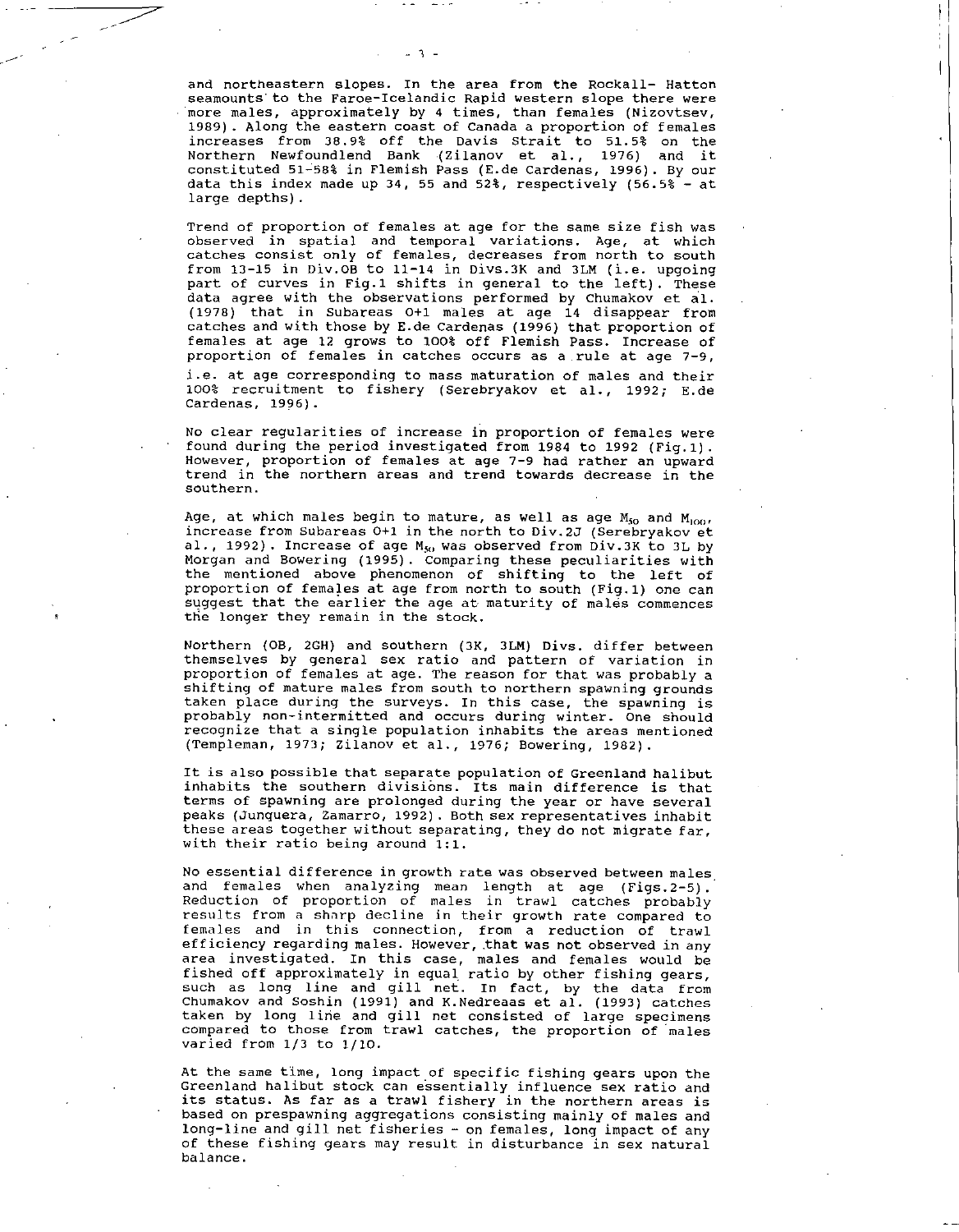and northeastern slopes. In the area from the Rockall- Hatton seamounts to the Faroe-Icelandic Rapid western slope there were more males, approximately by 4 times, than females (Nizovtsev, 1989). Along the eastern coast of Canada a proportion of females increases from 38.9% off the Davis Strait to 51.5% on the Northern Newfoundlend Bank (Zilanov et al., 1976) and it constituted 51-58% in Flemish Pass (E.de Cardenas, 1996). By our data this index made up 34, 55 and 52%, respectively (56.5% - at large depths).

Trend of proportion of females at age for the same size fish was observed in spatial and temporal variations. Age, at which catches consist only of females, decreases from north to south from 13-15 in Div.0B to 11-14 in Divs.3K and 3LM (i.e. upgoing part of curves in Fig.1 shifts in general to the left). These data agree with the observations performed by Chumakov et al. (1978) that in Subareas 0+1 males at age 14 disappear from catches and with those by E.de Cardenas (1996) that proportion of females at age 12 grows to 100% off Flemish Pass. Increase of proportion of females in catches occurs as a rule at age 7-9, i.e. at age corresponding to mass maturation of males and their 100% recruitment to fishery (Serebryakov et al., 1992; E.de Cardenas, 1996).

No clear regularities of increase in proportion of females were found during the period investigated from 1984 to 1992 (Fig.1). However, proportion of females at age 7-9 had rather an upward trend in the northern areas and trend towards decrease in the southern.

Age, at which males begin to mature, as well as age $M_{50}$ and $M_{100}$, increase from Subareas 0+1 in the north to Div.2J (Serebryakov et al., 1992). Increase of age $M_{50}$ was observed from Div.3K to 3L by Morgan and Bowering (1995). Comparing these peculiarities with the mentioned above phenomenon of shifting to the left of proportion of females at age from north to south (Fig.1) one can suggest that the earlier the age at maturity of males commences the longer they remain in the stock.

Northern (0B, 2GH) and southern (3K, 3LM) Divs. differ between themselves by general sex ratio and pattern of variation in proportion of females at age. The reason for that was probably a shifting of mature males from south to northern spawning grounds taken place during the surveys. In this case, the spawning is probably non-intermitted and occurs during winter. One should recognize that a single population inhabits the areas mentioned (Templeman, 1973; Zilanov et al., 1976; Bowering, 1982).

It is also possible that separate population of Greenland halibut inhabits the southern divisions. Its main difference is that terms of spawning are prolonged during the year or have several peaks (Junquera, Zamarro, 1992). Both sex representatives inhabit these areas together without separating, they do not migrate far, with their ratio being around 1:1.

No essential difference in growth rate was observed between males and females when analyzing mean length at age (Figs.2-5). Reduction of proportion of males in trawl catches probably results from a sharp decline in their growth rate compared to females and in this connection, from a reduction of trawl efficiency regarding males. However, that was not observed in any area investigated. In this case, males and females would be fished off approximately in equal ratio by other fishing gears, such as long line and gill net. In fact, by the data from Chumakov and Soshin (1991) and K.Nedreaas et al. (1993) catches taken by long line and gill net consisted of large specimens compared to those from trawl catches, the proportion of males varied from 1/3 to 1/10.

At the same time, long impact of specific fishing gears upon the Greenland halibut stock can essentially influence sex ratio and its status. As far as a trawl fishery in the northern areas is based on prespawning aggregations consisting mainly of males and long-line and gill net fisheries - on females, long impact of any of these fishing gears may result in disturbance in sex natural balance.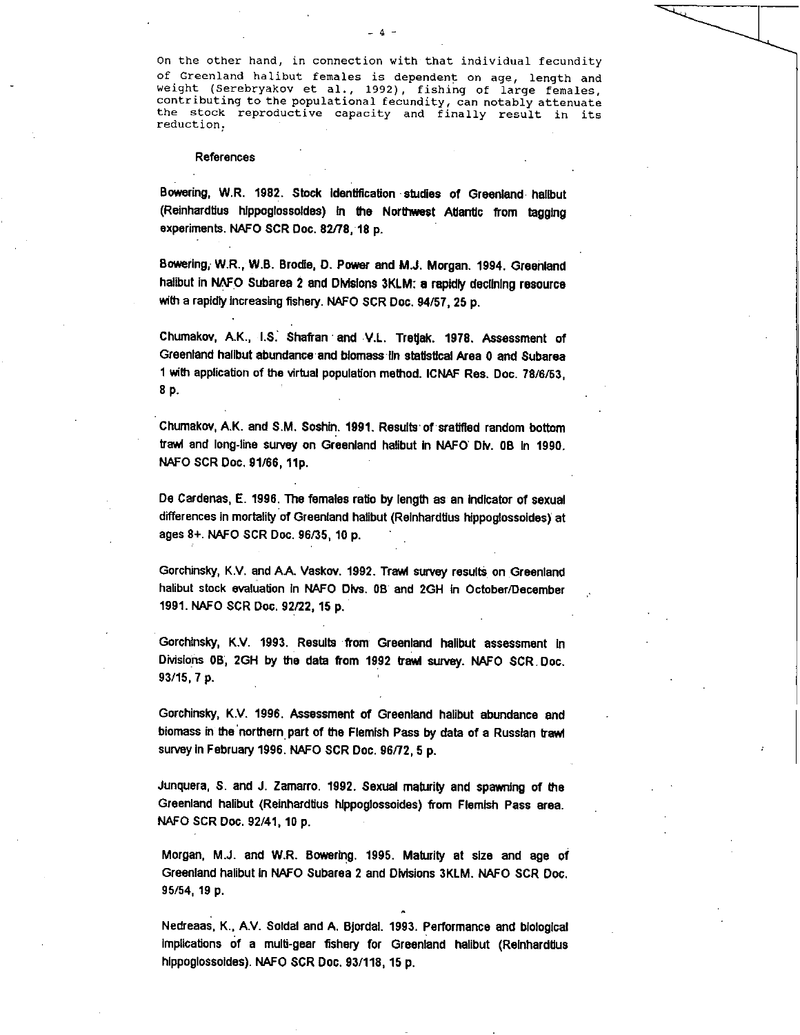On the other hand, in connection with that individual fecundity of Greenland halibut females is dependent on age, length and weight (Serebryakov et al., 1992), fishing of large females, contributing to the populational fecundity, can notably attenuate the stock reproductive capacity and finally result in its reduction.

## References

Bowering, W.R. 1982. Stock identification studies of Greenland halibut (Reinhardtius hippoglossoides) in the Northwest Atlantic from tagging experiments. NAFO SCR Doc. 82/78, 18 p.

Bowering, W.R., W.B. Brodie, D. Power and M.J. Morgan. 1994. Greenland halibut in NAFO Subarea 2 and Divisions 3KLM: a rapidly declining resource with a rapidly increasing fishery. NAFO SCR Doc. 94/57, 25 p.

Chumakov, A.K., I.S. Shafran and V.L. Tretjak. 1978. Assessment of Greenland halibut abundance and biomass tin statistical Area 0 and Subarea 1 with application of the virtual population method. ICNAF Res. Doc. 78/6/53, 8 p.

Chumakov, A.K. and S.M. Soshin. 1991. Results of sratified random bottom trawl and long-line survey on Greenland halibut in NAFO Div. 0B in 1990. NAFO SCR Doc. 91/66, 11p.

De Cardenas, E. 1996. The females ratio by length as an indicator of sexual differences in mortality of Greenland halibut (Reinhardtius hippoglossoides) at ages 8+. NAFO SCR Doc. 96/35, 10 p.

Gorchinsky, K.V. and A.A. Vaskov. 1992. Trawl survey results on Greenland halibut stock evaluation in NAFO Divs. 0B and 2GH in October/December 1991. NAFO SCR Doc. 92/22, 15 p.

Gorchinsky, K.V. 1993. Results from Greenland halibut assessment in Divisions 0B, 2GH by the data from 1992 trawl survey. NAFO SCR Doc. 93/15, 7 p.

Gorchinsky, K.V. 1996. Assessment of Greenland halibut abundance and biomass in the northern part of the Flemish Pass by data of a Russian trawl survey in February 1996. NAFO SCR Doc. 96/72, 5 p.

Junquera, S. and J. Zamarro. 1992. Sexual maturity and spawning of the Greenland halibut (Reinhardtius hippoglossoides) from Flemish Pass area. NAFO SCR Doc. 92/41, 10 p.

Morgan, M.J. and W.R. Bowering. 1995. Maturity at size and age of Greenland halibut in NAFO Subarea 2 and Divisions 3KLM. NAFO SCR Doc. 95/54, 19 p.

Nedreaas, K., A.V. Soldal and A. Bjordal. 1993. Performance and biological implications of a multi-gear fishery for Greenland halibut (Reinhardtius hippoglossoides). NAFO SCR Doc. 93/118, 15 p.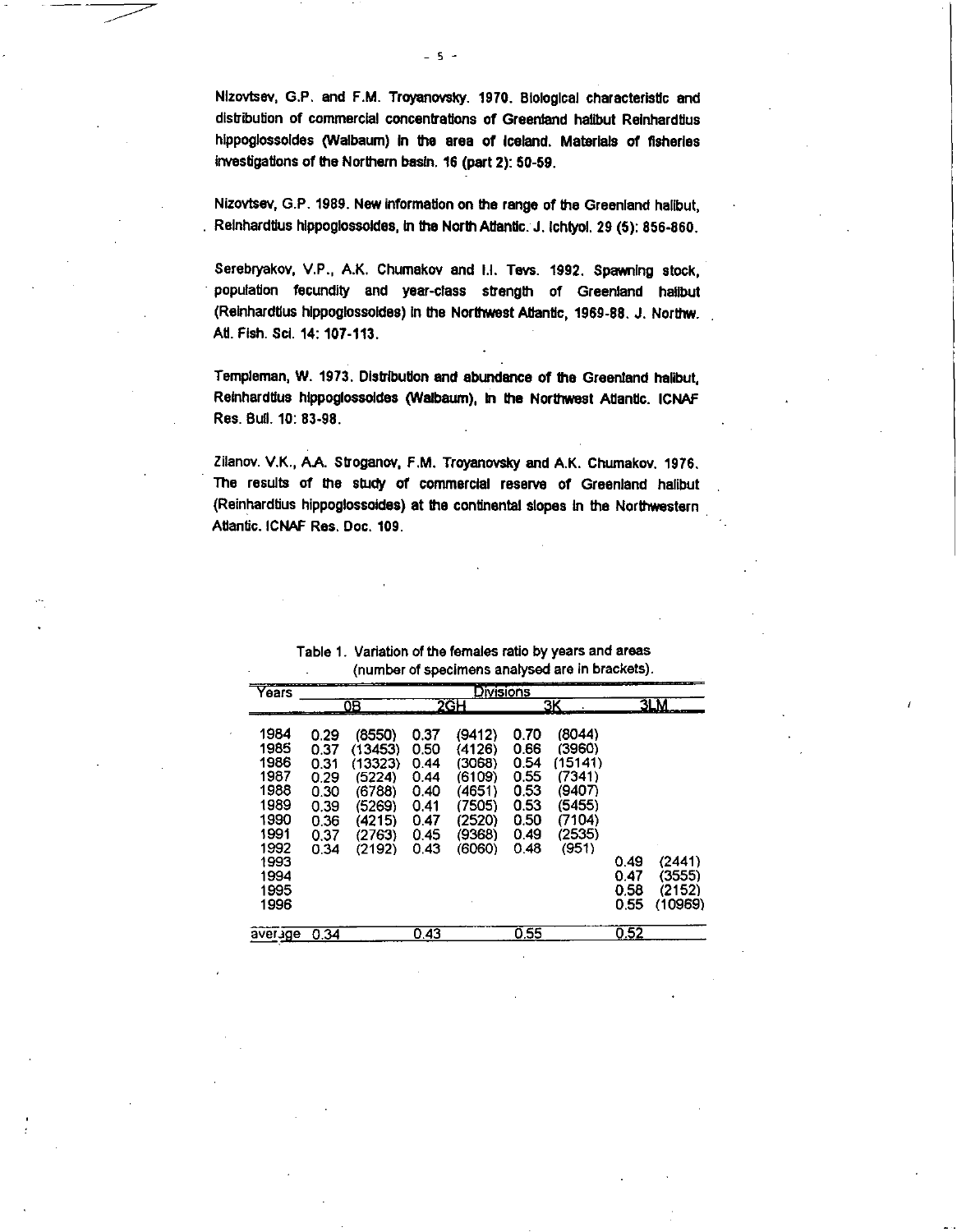Nizovtsev, G.P. and F.M. Troyanovsky. 1970. Biological characteristic and distribution of commercial concentrations of Greenland halibut Reinhardtius hippoglossoides (Walbaum) in the area of Iceland. Materials of fisheries investigations of the Northern basin. 16 (part 2): 50-59.

Nizovtsev, G.P. 1989. New information on the range of the Greenland halibut, Reinhardtius hippoglossoides, in the North Atlantic. J. Ichtyol. 29 (5): 856-860.

Serebryakov, V.P., A.K. Chumakov and I.I. Tevs. 1992. Spawning stock, population fecundity and year-class strength of Greenland halibut (Reinhardtius hippoglossoides) in the Northwest Atlantic, 1969-88. J. Northw. Atl. Fish. Sci. 14: 107-113.

Templeman, W. 1973. Distribution and abundance of the Greenland halibut, Reinhardtius hippoglossoides (Walbaum), in the Northwest Atlantic. ICNAF Res. Bull. 10: 83-98.

Zilanov. V.K., A.A. Stroganov, F.M. Troyanovsky and A.K. Chumakov. 1976. The results of the study of commercial reserve of Greenland halibut (Reinhardtius hippoglossoides) at the continental slopes in the Northwestern Atlantic. ICNAF Res. Doc. 109.

Table 1. Variation of the females ratio by years and areas (number of specimens analysed are in brackets).

| Years | Divisions | | | | | | | |
|---|---|---|---|---|---|---|---|---|
| | 0B | | 2GH | | 3K | | 3LM | |
| 1984 | 0.29 | (8550) | 0.37 | (9412) | 0.70 | (8044) | | |
| 1985 | 0.37 | (13453) | 0.50 | (4126) | 0.66 | (3960) | | |
| 1986 | 0.31 | (13323) | 0.44 | (3068) | 0.54 | (15141) | | |
| 1987 | 0.29 | (5224) | 0.44 | (6109) | 0.55 | (7341) | | |
| 1988 | 0.30 | (6788) | 0.40 | (4651) | 0.53 | (9407) | | |
| 1989 | 0.39 | (5269) | 0.41 | (7505) | 0.53 | (5455) | | |
| 1990 | 0.36 | (4215) | 0.47 | (2520) | 0.50 | (7104) | | |
| 1991 | 0.37 | (2763) | 0.45 | (9368) | 0.49 | (2535) | | |
| 1992 | 0.34 | (2192) | 0.43 | (6060) | 0.48 | (951) | | |
| 1993 | | | | | | | 0.49 | (2441) |
| 1994 | | | | | | | 0.47 | (3555) |
| 1995 | | | | | | | 0.58 | (2152) |
| 1996 | | | | | | | 0.55 | (10969) |
| average | 0.34 | | 0.43 | | 0.55 | | 0.52 | |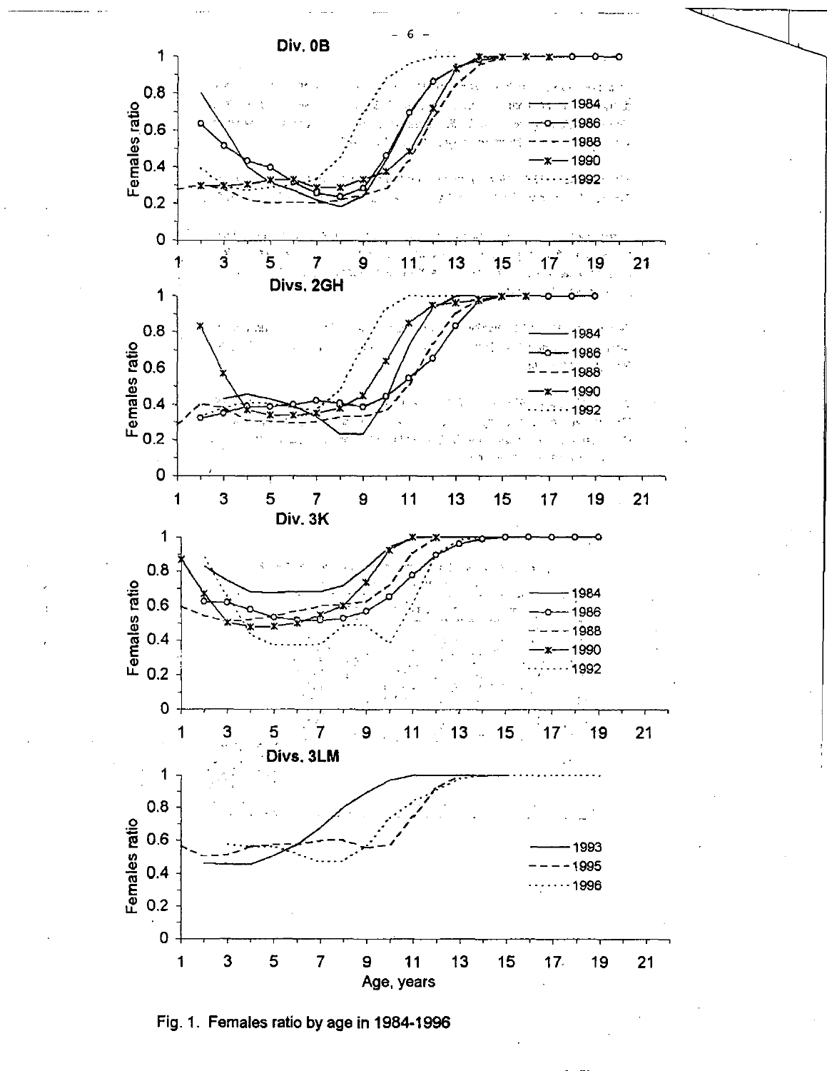Fig. 1. Females ratio by age in 1984-1996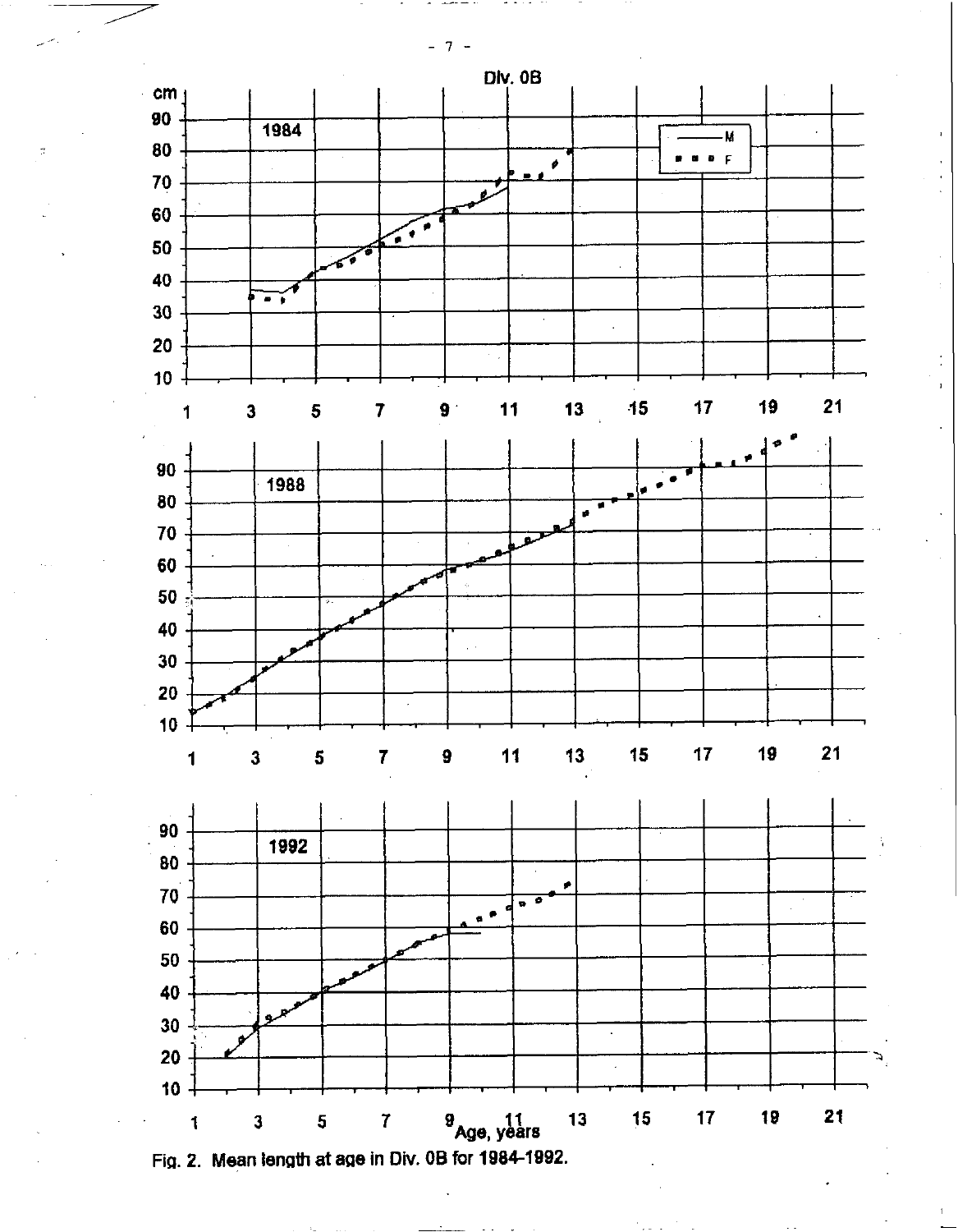Div. 0B

Fig. 2. Mean length at age in Div. 0B for 1984-1992.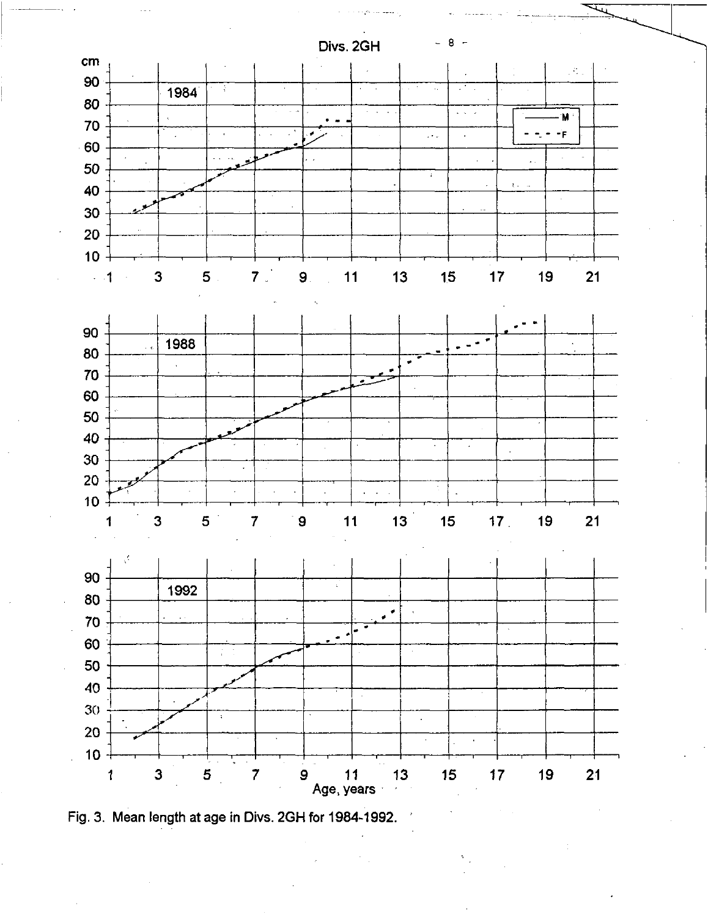Fig. 3. Mean length at age in Divs. 2GH for 1984-1992.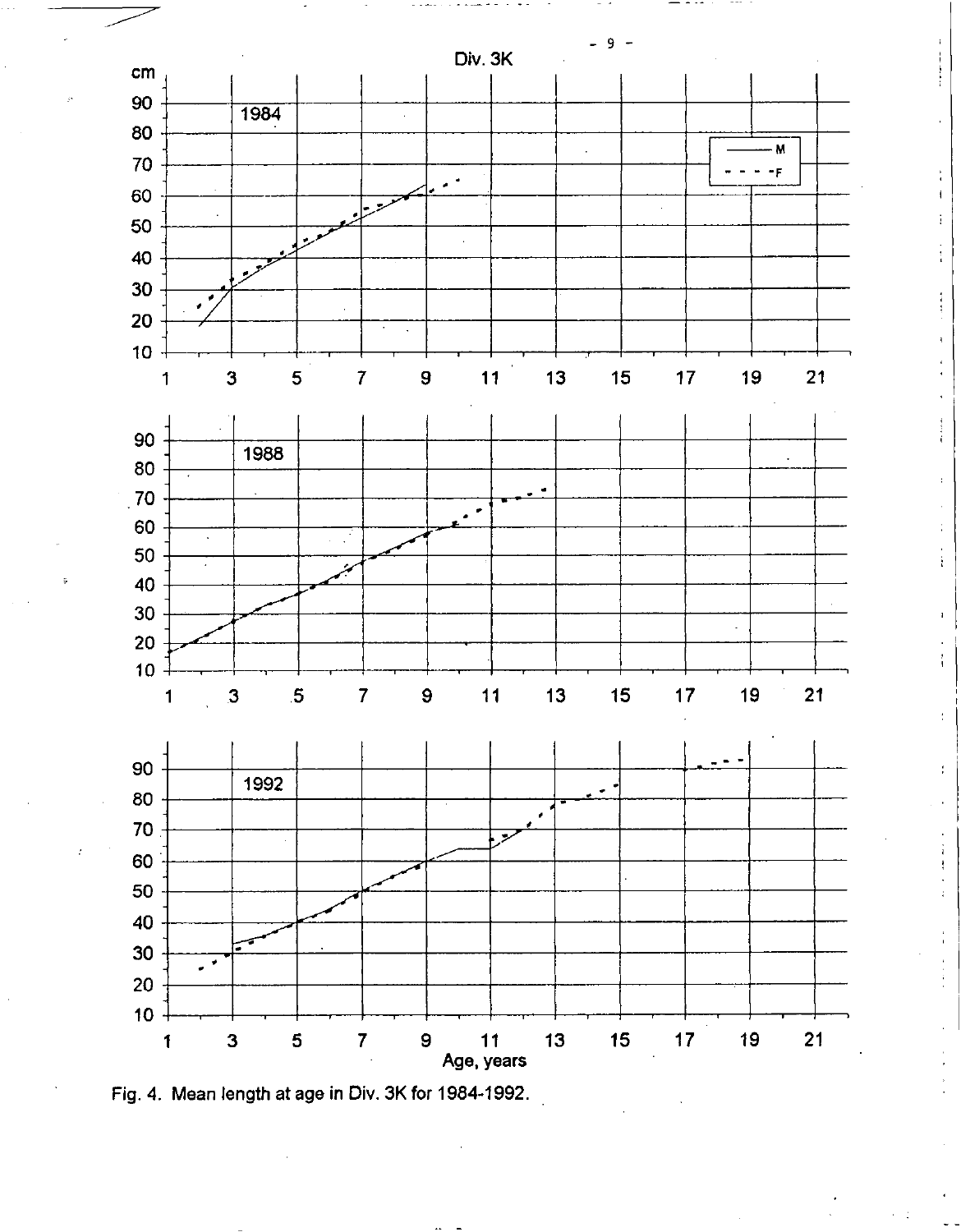Fig. 4. Mean length at age in Div. 3K for 1984-1992.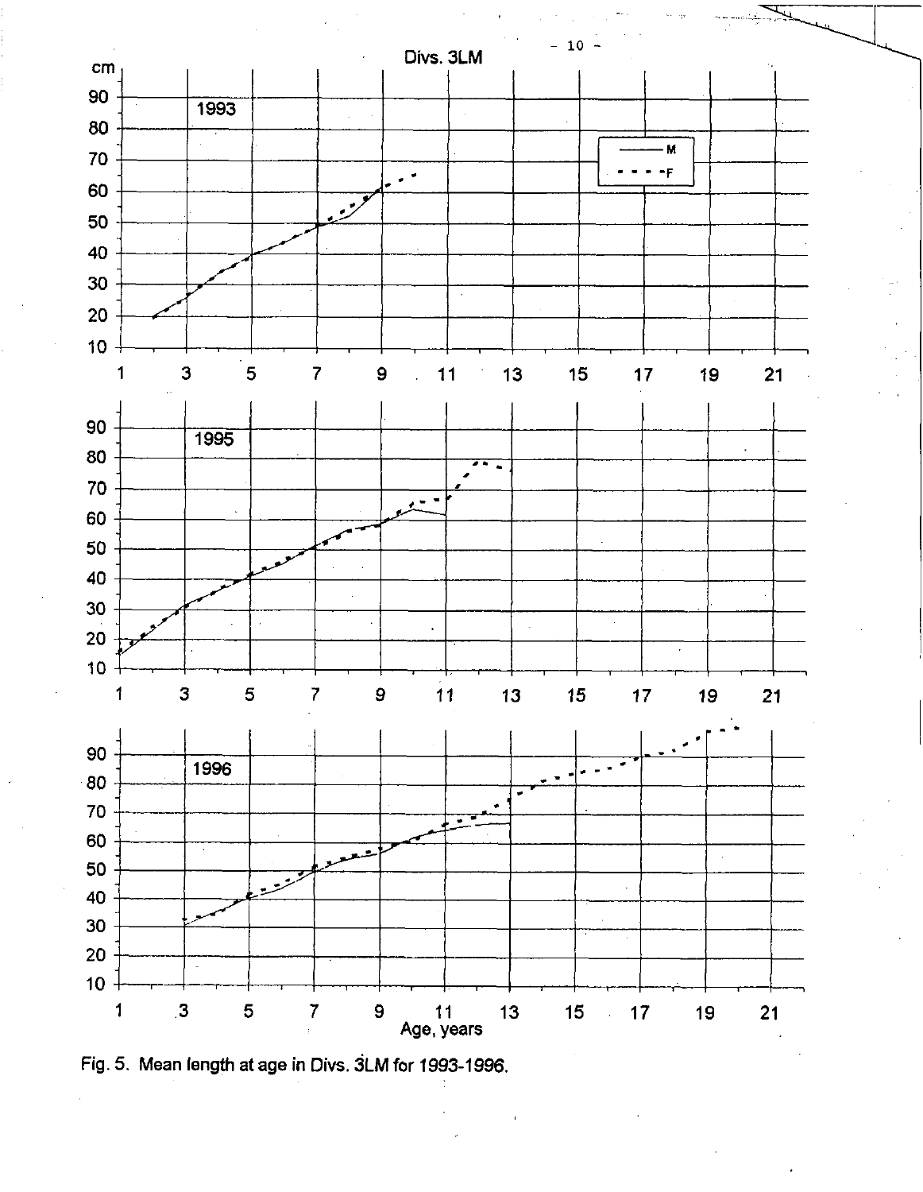Divs. 3LM

cm

90
80
70
60
50
40
30
20
10

1993

M
F

1 3 5 7 9 11 13 15 17 19 21

1995

90
80
70
60
50
40
30
20
10

1 3 5 7 9 11 13 15 17 19 21

1996

90
80
70
60
50
40
30
20
10

1 3 5 7 9 11 13 15 17 19 21

Age, years

Fig. 5. Mean length at age in Divs. 3LM for 1993-1996.